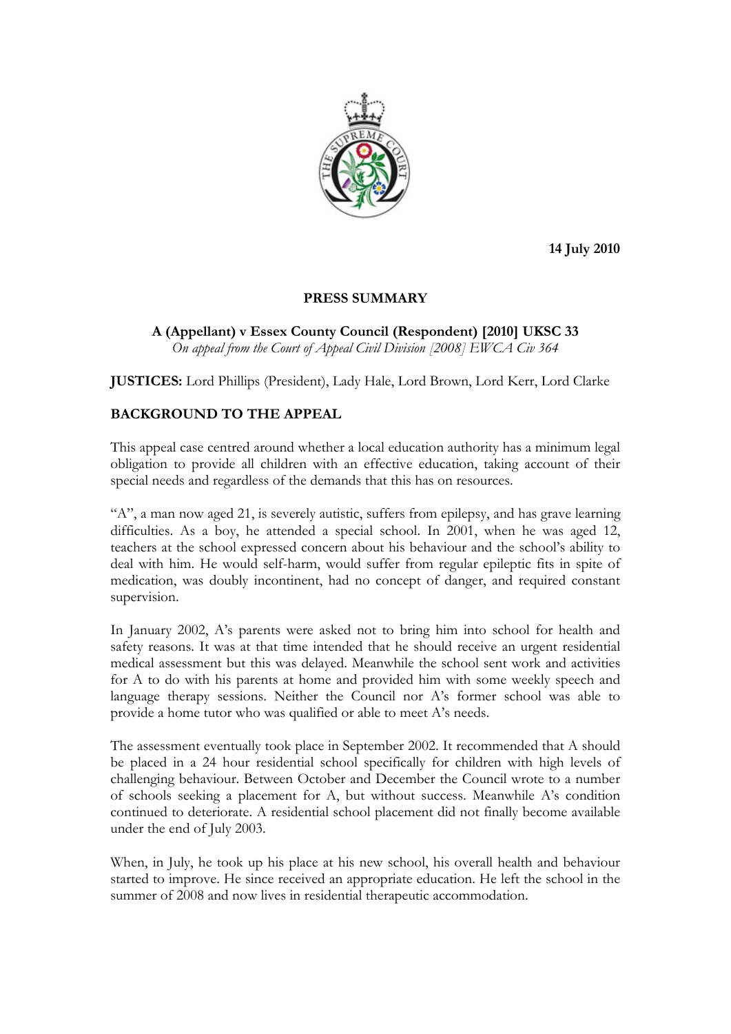14 July 2010

## PRESS SUMMARY

**A (Appellant) v Essex County Council (Respondent) [2010] UKSC 33**
*On appeal from the Court of Appeal Civil Division [2008] EWCA Civ 364*

**JUSTICES:** Lord Phillips (President), Lady Hale, Lord Brown, Lord Kerr, Lord Clarke

## BACKGROUND TO THE APPEAL

This appeal case centred around whether a local education authority has a minimum legal obligation to provide all children with an effective education, taking account of their special needs and regardless of the demands that this has on resources.

"A", a man now aged 21, is severely autistic, suffers from epilepsy, and has grave learning difficulties. As a boy, he attended a special school. In 2001, when he was aged 12, teachers at the school expressed concern about his behaviour and the school's ability to deal with him. He would self-harm, would suffer from regular epileptic fits in spite of medication, was doubly incontinent, had no concept of danger, and required constant supervision.

In January 2002, A's parents were asked not to bring him into school for health and safety reasons. It was at that time intended that he should receive an urgent residential medical assessment but this was delayed. Meanwhile the school sent work and activities for A to do with his parents at home and provided him with some weekly speech and language therapy sessions. Neither the Council nor A's former school was able to provide a home tutor who was qualified or able to meet A's needs.

The assessment eventually took place in September 2002. It recommended that A should be placed in a 24 hour residential school specifically for children with high levels of challenging behaviour. Between October and December the Council wrote to a number of schools seeking a placement for A, but without success. Meanwhile A's condition continued to deteriorate. A residential school placement did not finally become available under the end of July 2003.

When, in July, he took up his place at his new school, his overall health and behaviour started to improve. He since received an appropriate education. He left the school in the summer of 2008 and now lives in residential therapeutic accommodation.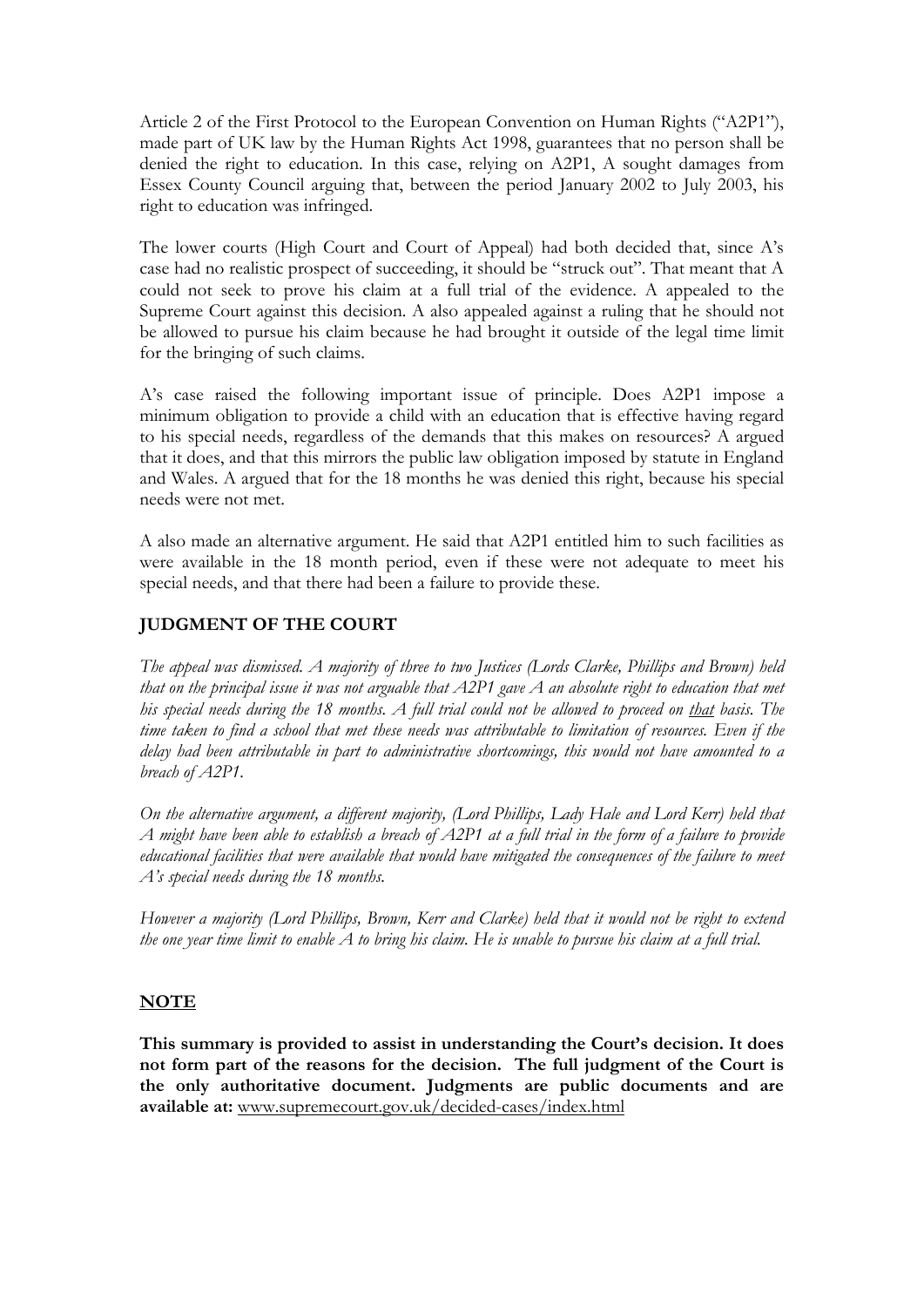Article 2 of the First Protocol to the European Convention on Human Rights ("A2P1"), made part of UK law by the Human Rights Act 1998, guarantees that no person shall be denied the right to education. In this case, relying on A2P1, A sought damages from Essex County Council arguing that, between the period January 2002 to July 2003, his right to education was infringed.

The lower courts (High Court and Court of Appeal) had both decided that, since A's case had no realistic prospect of succeeding, it should be "struck out". That meant that A could not seek to prove his claim at a full trial of the evidence. A appealed to the Supreme Court against this decision. A also appealed against a ruling that he should not be allowed to pursue his claim because he had brought it outside of the legal time limit for the bringing of such claims.

A's case raised the following important issue of principle. Does A2P1 impose a minimum obligation to provide a child with an education that is effective having regard to his special needs, regardless of the demands that this makes on resources? A argued that it does, and that this mirrors the public law obligation imposed by statute in England and Wales. A argued that for the 18 months he was denied this right, because his special needs were not met.

A also made an alternative argument. He said that A2P1 entitled him to such facilities as were available in the 18 month period, even if these were not adequate to meet his special needs, and that there had been a failure to provide these.

## JUDGMENT OF THE COURT

*The appeal was dismissed. A majority of three to two Justices (Lords Clarke, Phillips and Brown) held that on the principal issue it was not arguable that A2P1 gave A an absolute right to education that met his special needs during the 18 months. A full trial could not be allowed to proceed on <u>that</u> basis. The time taken to find a school that met these needs was attributable to limitation of resources. Even if the delay had been attributable in part to administrative shortcomings, this would not have amounted to a breach of A2P1.*

*On the alternative argument, a different majority, (Lord Phillips, Lady Hale and Lord Kerr) held that A might have been able to establish a breach of A2P1 at a full trial in the form of a failure to provide educational facilities that were available that would have mitigated the consequences of the failure to meet A's special needs during the 18 months.*

*However a majority (Lord Phillips, Brown, Kerr and Clarke) held that it would not be right to extend the one year time limit to enable A to bring his claim. He is unable to pursue his claim at a full trial.*

## <u>NOTE</u>

**This summary is provided to assist in understanding the Court's decision. It does not form part of the reasons for the decision. The full judgment of the Court is the only authoritative document. Judgments are public documents and are available at:** www.supremecourt.gov.uk/decided-cases/index.html